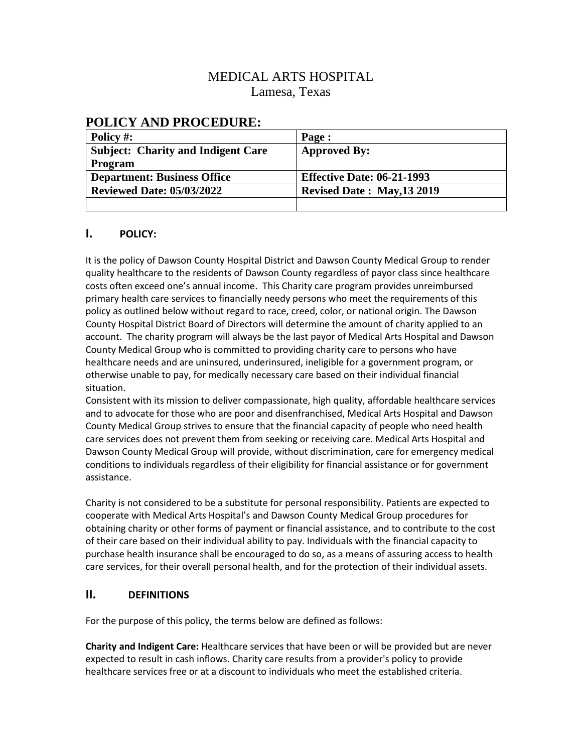# MEDICAL ARTS HOSPITAL
Lamesa, Texas

## POLICY AND PROCEDURE:

| Policy #: | Page : |
|---|---|
| **Subject: Charity and Indigent Care Program** | **Approved By:** |
| **Department: Business Office** | **Effective Date: 06-21-1993** |
| **Reviewed Date: 05/03/2022** | **Revised Date : May,13 2019** |
| | |

## I. POLICY:

It is the policy of Dawson County Hospital District and Dawson County Medical Group to render quality healthcare to the residents of Dawson County regardless of payor class since healthcare costs often exceed one's annual income. This Charity care program provides unreimbursed primary health care services to financially needy persons who meet the requirements of this policy as outlined below without regard to race, creed, color, or national origin. The Dawson County Hospital District Board of Directors will determine the amount of charity applied to an account. The charity program will always be the last payor of Medical Arts Hospital and Dawson County Medical Group who is committed to providing charity care to persons who have healthcare needs and are uninsured, underinsured, ineligible for a government program, or otherwise unable to pay, for medically necessary care based on their individual financial situation.

Consistent with its mission to deliver compassionate, high quality, affordable healthcare services and to advocate for those who are poor and disenfranchised, Medical Arts Hospital and Dawson County Medical Group strives to ensure that the financial capacity of people who need health care services does not prevent them from seeking or receiving care. Medical Arts Hospital and Dawson County Medical Group will provide, without discrimination, care for emergency medical conditions to individuals regardless of their eligibility for financial assistance or for government assistance.

Charity is not considered to be a substitute for personal responsibility. Patients are expected to cooperate with Medical Arts Hospital's and Dawson County Medical Group procedures for obtaining charity or other forms of payment or financial assistance, and to contribute to the cost of their care based on their individual ability to pay. Individuals with the financial capacity to purchase health insurance shall be encouraged to do so, as a means of assuring access to health care services, for their overall personal health, and for the protection of their individual assets.

## II. DEFINITIONS

For the purpose of this policy, the terms below are defined as follows:

**Charity and Indigent Care:** Healthcare services that have been or will be provided but are never expected to result in cash inflows. Charity care results from a provider's policy to provide healthcare services free or at a discount to individuals who meet the established criteria.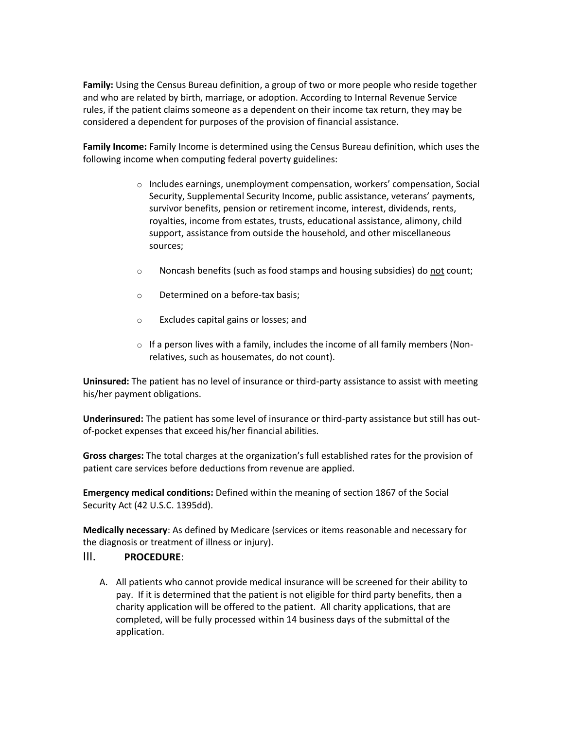**Family:** Using the Census Bureau definition, a group of two or more people who reside together and who are related by birth, marriage, or adoption. According to Internal Revenue Service rules, if the patient claims someone as a dependent on their income tax return, they may be considered a dependent for purposes of the provision of financial assistance.

**Family Income:** Family Income is determined using the Census Bureau definition, which uses the following income when computing federal poverty guidelines:

- Includes earnings, unemployment compensation, workers' compensation, Social Security, Supplemental Security Income, public assistance, veterans' payments, survivor benefits, pension or retirement income, interest, dividends, rents, royalties, income from estates, trusts, educational assistance, alimony, child support, assistance from outside the household, and other miscellaneous sources;
- Noncash benefits (such as food stamps and housing subsidies) do <u>not</u> count;
- Determined on a before-tax basis;
- Excludes capital gains or losses; and
- If a person lives with a family, includes the income of all family members (Non-relatives, such as housemates, do not count).

**Uninsured:** The patient has no level of insurance or third-party assistance to assist with meeting his/her payment obligations.

**Underinsured:** The patient has some level of insurance or third-party assistance but still has out-of-pocket expenses that exceed his/her financial abilities.

**Gross charges:** The total charges at the organization's full established rates for the provision of patient care services before deductions from revenue are applied.

**Emergency medical conditions:** Defined within the meaning of section 1867 of the Social Security Act (42 U.S.C. 1395dd).

**Medically necessary**: As defined by Medicare (services or items reasonable and necessary for the diagnosis or treatment of illness or injury).

## III. PROCEDURE:

A. All patients who cannot provide medical insurance will be screened for their ability to pay. If it is determined that the patient is not eligible for third party benefits, then a charity application will be offered to the patient. All charity applications, that are completed, will be fully processed within 14 business days of the submittal of the application.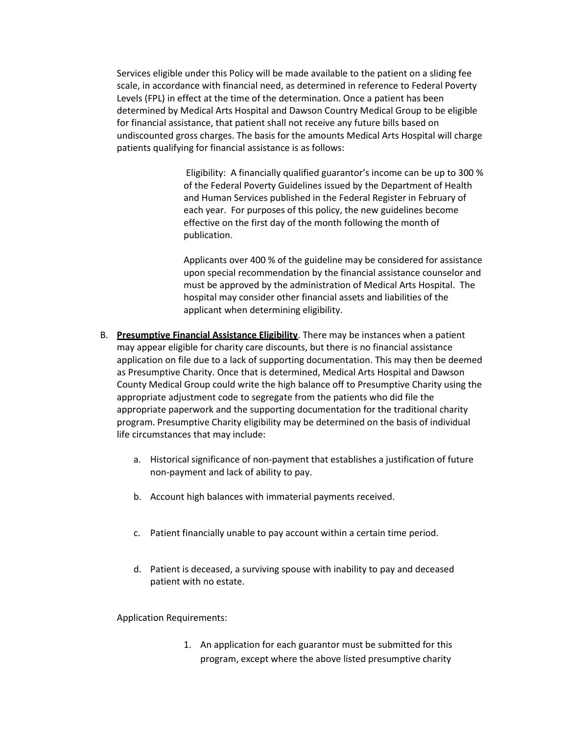Services eligible under this Policy will be made available to the patient on a sliding fee scale, in accordance with financial need, as determined in reference to Federal Poverty Levels (FPL) in effect at the time of the determination. Once a patient has been determined by Medical Arts Hospital and Dawson Country Medical Group to be eligible for financial assistance, that patient shall not receive any future bills based on undiscounted gross charges. The basis for the amounts Medical Arts Hospital will charge patients qualifying for financial assistance is as follows:

> Eligibility: A financially qualified guarantor's income can be up to 300 % of the Federal Poverty Guidelines issued by the Department of Health and Human Services published in the Federal Register in February of each year. For purposes of this policy, the new guidelines become effective on the first day of the month following the month of publication.
>
> Applicants over 400 % of the guideline may be considered for assistance upon special recommendation by the financial assistance counselor and must be approved by the administration of Medical Arts Hospital. The hospital may consider other financial assets and liabilities of the applicant when determining eligibility.

B. **<u>Presumptive Financial Assistance Eligibility</u>**. There may be instances when a patient may appear eligible for charity care discounts, but there is no financial assistance application on file due to a lack of supporting documentation. This may then be deemed as Presumptive Charity. Once that is determined, Medical Arts Hospital and Dawson County Medical Group could write the high balance off to Presumptive Charity using the appropriate adjustment code to segregate from the patients who did file the appropriate paperwork and the supporting documentation for the traditional charity program. Presumptive Charity eligibility may be determined on the basis of individual life circumstances that may include:

   a. Historical significance of non-payment that establishes a justification of future non-payment and lack of ability to pay.

   b. Account high balances with immaterial payments received.

   c. Patient financially unable to pay account within a certain time period.

   d. Patient is deceased, a surviving spouse with inability to pay and deceased patient with no estate.

Application Requirements:

1. An application for each guarantor must be submitted for this program, except where the above listed presumptive charity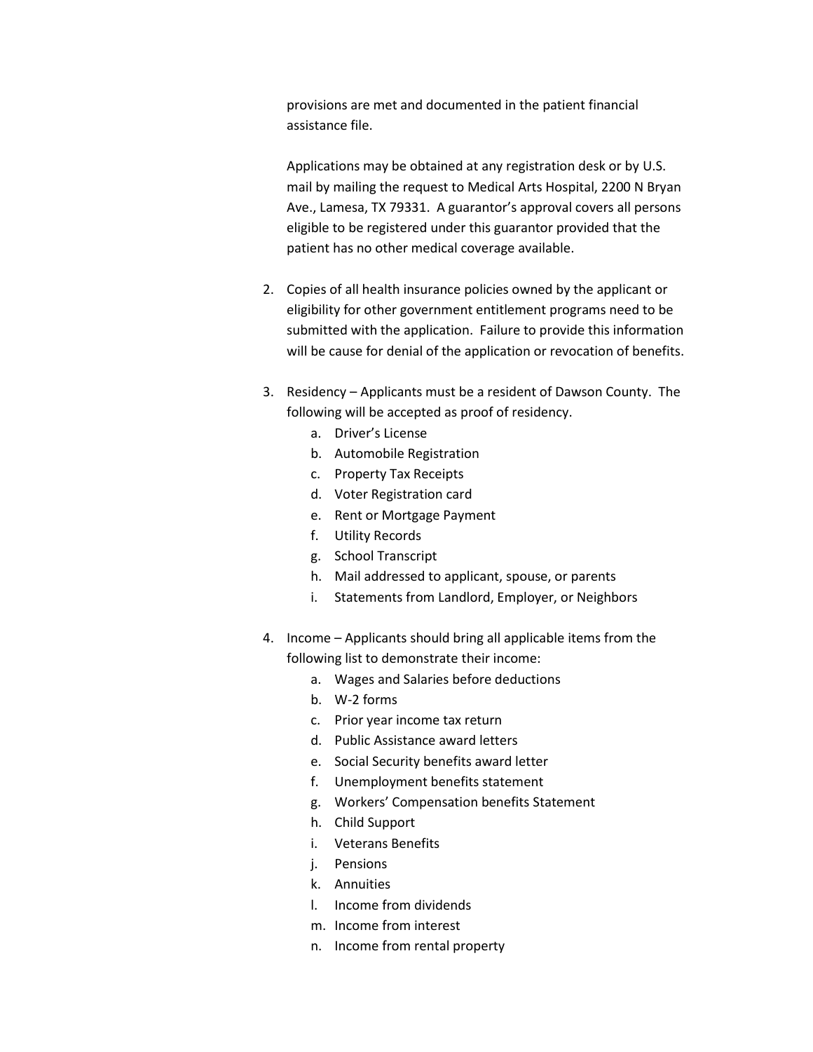provisions are met and documented in the patient financial assistance file.

Applications may be obtained at any registration desk or by U.S. mail by mailing the request to Medical Arts Hospital, 2200 N Bryan Ave., Lamesa, TX 79331. A guarantor's approval covers all persons eligible to be registered under this guarantor provided that the patient has no other medical coverage available.

2. Copies of all health insurance policies owned by the applicant or eligibility for other government entitlement programs need to be submitted with the application. Failure to provide this information will be cause for denial of the application or revocation of benefits.

3. Residency – Applicants must be a resident of Dawson County. The following will be accepted as proof of residency.
   a. Driver's License
   b. Automobile Registration
   c. Property Tax Receipts
   d. Voter Registration card
   e. Rent or Mortgage Payment
   f. Utility Records
   g. School Transcript
   h. Mail addressed to applicant, spouse, or parents
   i. Statements from Landlord, Employer, or Neighbors

4. Income – Applicants should bring all applicable items from the following list to demonstrate their income:
   a. Wages and Salaries before deductions
   b. W-2 forms
   c. Prior year income tax return
   d. Public Assistance award letters
   e. Social Security benefits award letter
   f. Unemployment benefits statement
   g. Workers' Compensation benefits Statement
   h. Child Support
   i. Veterans Benefits
   j. Pensions
   k. Annuities
   l. Income from dividends
   m. Income from interest
   n. Income from rental property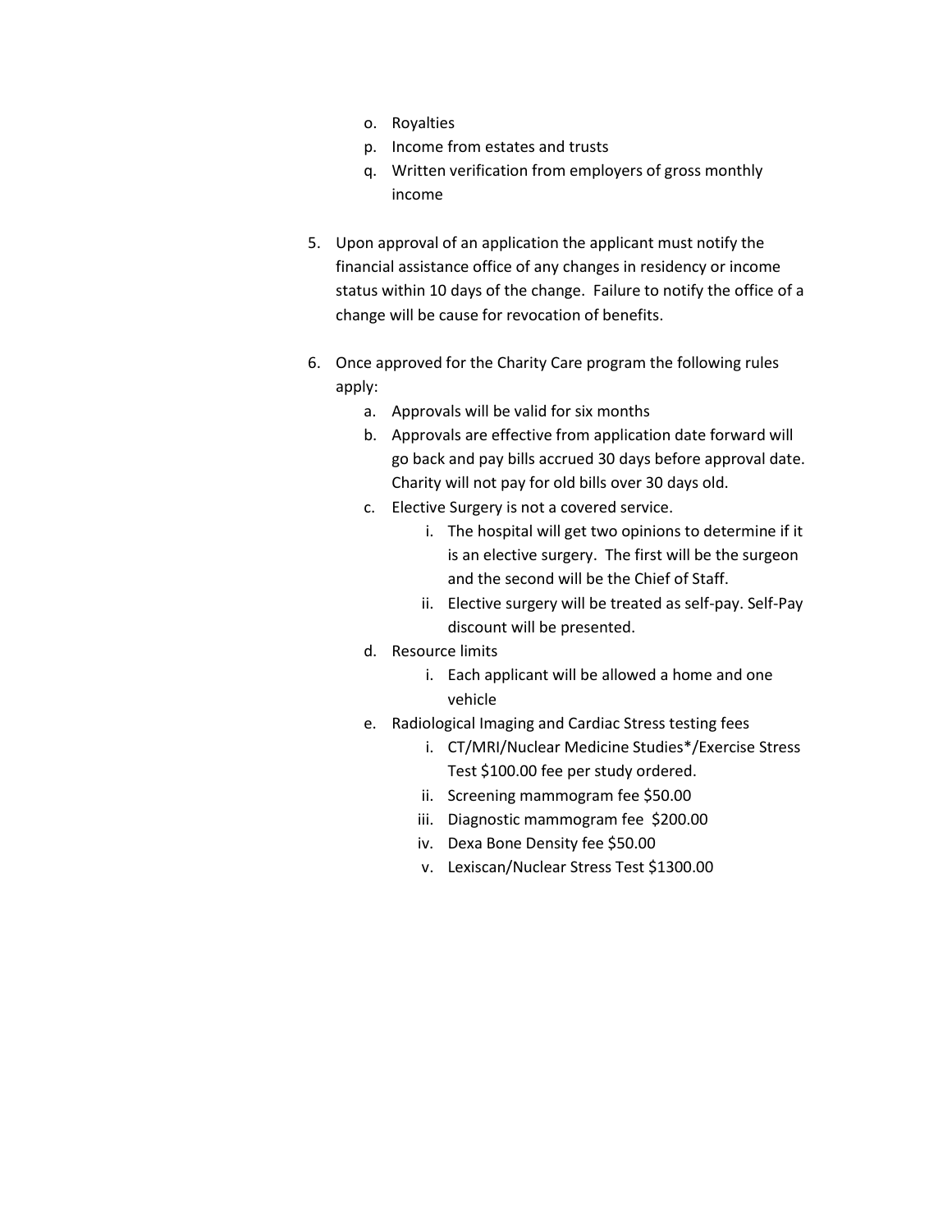o. Royalties
  p. Income from estates and trusts
  q. Written verification from employers of gross monthly income

5. Upon approval of an application the applicant must notify the financial assistance office of any changes in residency or income status within 10 days of the change. Failure to notify the office of a change will be cause for revocation of benefits.

6. Once approved for the Charity Care program the following rules apply:
   a. Approvals will be valid for six months
   b. Approvals are effective from application date forward will go back and pay bills accrued 30 days before approval date. Charity will not pay for old bills over 30 days old.
   c. Elective Surgery is not a covered service.
      i. The hospital will get two opinions to determine if it is an elective surgery. The first will be the surgeon and the second will be the Chief of Staff.
      ii. Elective surgery will be treated as self-pay. Self-Pay discount will be presented.
   d. Resource limits
      i. Each applicant will be allowed a home and one vehicle
   e. Radiological Imaging and Cardiac Stress testing fees
      i. CT/MRI/Nuclear Medicine Studies*/Exercise Stress Test $100.00 fee per study ordered.
      ii. Screening mammogram fee $50.00
      iii. Diagnostic mammogram fee $200.00
      iv. Dexa Bone Density fee $50.00
      v. Lexiscan/Nuclear Stress Test $1300.00